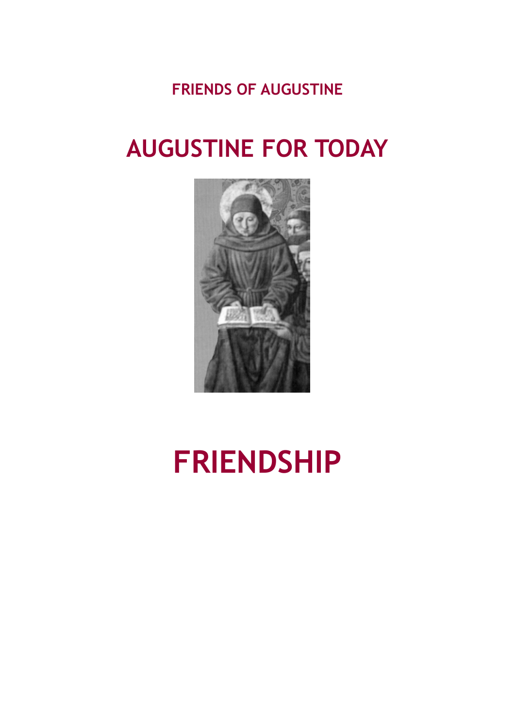**FRIENDS OF AUGUSTINE**

# AUGUSTINE FOR TODAY

# FRIENDSHIP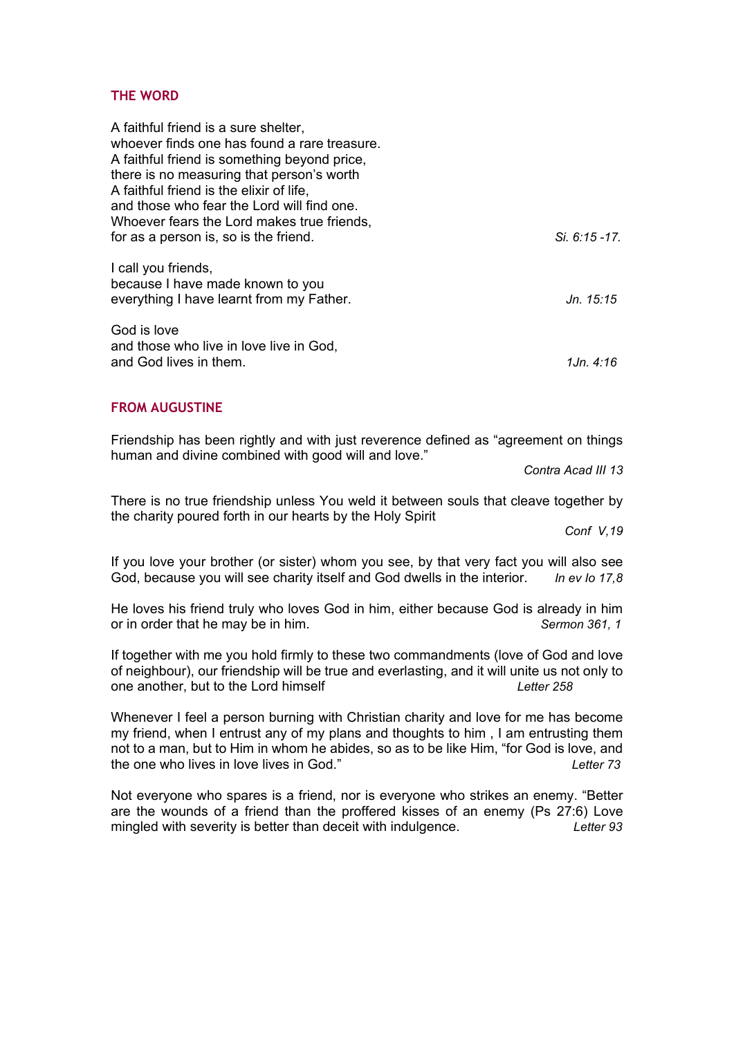## THE WORD

A faithful friend is a sure shelter,
whoever finds one has found a rare treasure.
A faithful friend is something beyond price,
there is no measuring that person's worth
A faithful friend is the elixir of life,
and those who fear the Lord will find one.
Whoever fears the Lord makes true friends,
for as a person is, so is the friend. *Si. 6:15 -17.*

I call you friends,
because I have made known to you
everything I have learnt from my Father. *Jn. 15:15*

God is love
and those who live in love live in God,
and God lives in them. *1Jn. 4:16*

## FROM AUGUSTINE

Friendship has been rightly and with just reverence defined as "agreement on things human and divine combined with good will and love."
*Contra Acad III 13*

There is no true friendship unless You weld it between souls that cleave together by the charity poured forth in our hearts by the Holy Spirit
*Conf V,19*

If you love your brother (or sister) whom you see, by that very fact you will also see God, because you will see charity itself and God dwells in the interior. *In ev Io 17,8*

He loves his friend truly who loves God in him, either because God is already in him or in order that he may be in him. *Sermon 361, 1*

If together with me you hold firmly to these two commandments (love of God and love of neighbour), our friendship will be true and everlasting, and it will unite us not only to one another, but to the Lord himself *Letter 258*

Whenever I feel a person burning with Christian charity and love for me has become my friend, when I entrust any of my plans and thoughts to him , I am entrusting them not to a man, but to Him in whom he abides, so as to be like Him, "for God is love, and the one who lives in love lives in God." *Letter 73*

Not everyone who spares is a friend, nor is everyone who strikes an enemy. "Better are the wounds of a friend than the proffered kisses of an enemy (Ps 27:6) Love mingled with severity is better than deceit with indulgence. *Letter 93*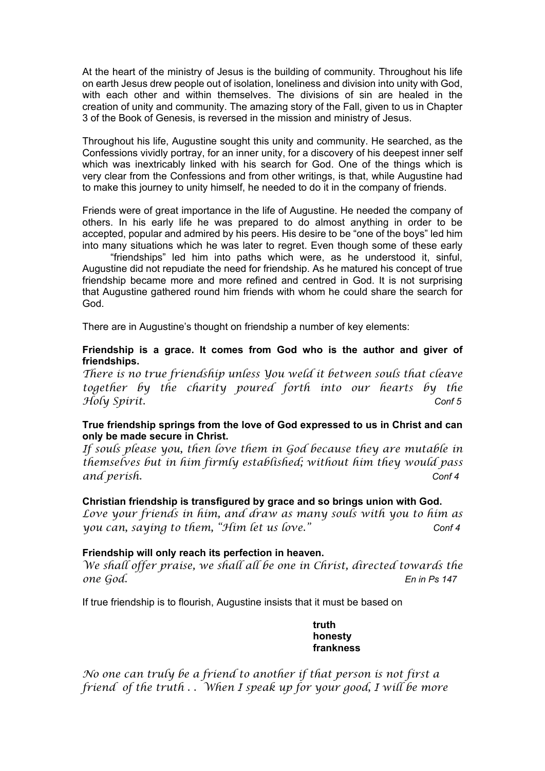At the heart of the ministry of Jesus is the building of community. Throughout his life on earth Jesus drew people out of isolation, loneliness and division into unity with God, with each other and within themselves. The divisions of sin are healed in the creation of unity and community. The amazing story of the Fall, given to us in Chapter 3 of the Book of Genesis, is reversed in the mission and ministry of Jesus.

Throughout his life, Augustine sought this unity and community. He searched, as the Confessions vividly portray, for an inner unity, for a discovery of his deepest inner self which was inextricably linked with his search for God. One of the things which is very clear from the Confessions and from other writings, is that, while Augustine had to make this journey to unity himself, he needed to do it in the company of friends.

Friends were of great importance in the life of Augustine. He needed the company of others. In his early life he was prepared to do almost anything in order to be accepted, popular and admired by his peers. His desire to be "one of the boys" led him into many situations which he was later to regret. Even though some of these early "friendships" led him into paths which were, as he understood it, sinful, Augustine did not repudiate the need for friendship. As he matured his concept of true friendship became more and more refined and centred in God. It is not surprising that Augustine gathered round him friends with whom he could share the search for God.

There are in Augustine's thought on friendship a number of key elements:

**Friendship is a grace. It comes from God who is the author and giver of friendships.**

*There is no true friendship unless You weld it between souls that cleave together by the charity poured forth into our hearts by the Holy Spirit.* *Conf 5*

**True friendship springs from the love of God expressed to us in Christ and can only be made secure in Christ.**

*If souls please you, then love them in God because they are mutable in themselves but in him firmly established; without him they would pass and perish.* *Conf 4*

**Christian friendship is transfigured by grace and so brings union with God.**

*Love your friends in him, and draw as many souls with you to him as you can, saying to them, "Him let us love."* *Conf 4*

**Friendship will only reach its perfection in heaven.**

*We shall offer praise, we shall all be one in Christ, directed towards the one God.* *En in Ps 147*

If true friendship is to flourish, Augustine insists that it must be based on

**truth**
**honesty**
**frankness**

*No one can truly be a friend to another if that person is not first a friend of the truth . . When I speak up for your good, I will be more*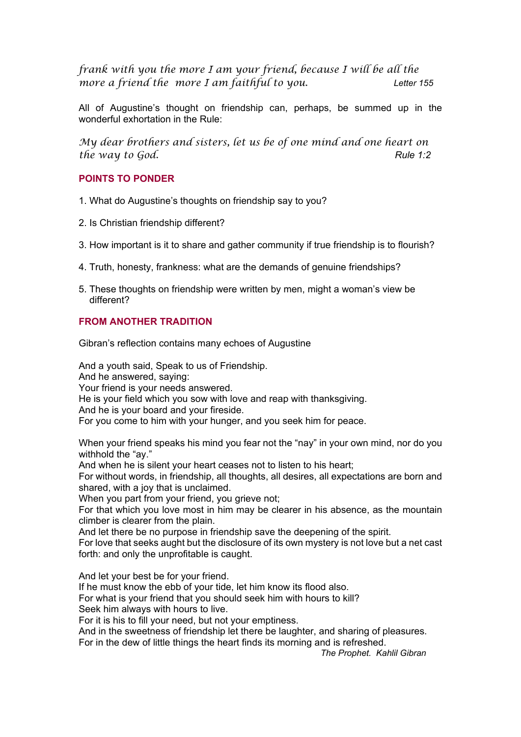*frank with you the more I am your friend, because I will be all the more a friend the more I am faithful to you.* Letter 155

All of Augustine's thought on friendship can, perhaps, be summed up in the wonderful exhortation in the Rule:

*My dear brothers and sisters, let us be of one mind and one heart on the way to God.* Rule 1:2

## POINTS TO PONDER

1. What do Augustine's thoughts on friendship say to you?
2. Is Christian friendship different?
3. How important is it to share and gather community if true friendship is to flourish?
4. Truth, honesty, frankness: what are the demands of genuine friendships?
5. These thoughts on friendship were written by men, might a woman's view be different?

## FROM ANOTHER TRADITION

Gibran's reflection contains many echoes of Augustine

And a youth said, Speak to us of Friendship.
And he answered, saying:
Your friend is your needs answered.
He is your field which you sow with love and reap with thanksgiving.
And he is your board and your fireside.
For you come to him with your hunger, and you seek him for peace.

When your friend speaks his mind you fear not the "nay" in your own mind, nor do you withhold the "ay."
And when he is silent your heart ceases not to listen to his heart;
For without words, in friendship, all thoughts, all desires, all expectations are born and shared, with a joy that is unclaimed.
When you part from your friend, you grieve not;
For that which you love most in him may be clearer in his absence, as the mountain climber is clearer from the plain.
And let there be no purpose in friendship save the deepening of the spirit.
For love that seeks aught but the disclosure of its own mystery is not love but a net cast forth: and only the unprofitable is caught.

And let your best be for your friend.
If he must know the ebb of your tide, let him know its flood also.
For what is your friend that you should seek him with hours to kill?
Seek him always with hours to live.
For it is his to fill your need, but not your emptiness.
And in the sweetness of friendship let there be laughter, and sharing of pleasures.
For in the dew of little things the heart finds its morning and is refreshed.

*The Prophet. Kahlil Gibran*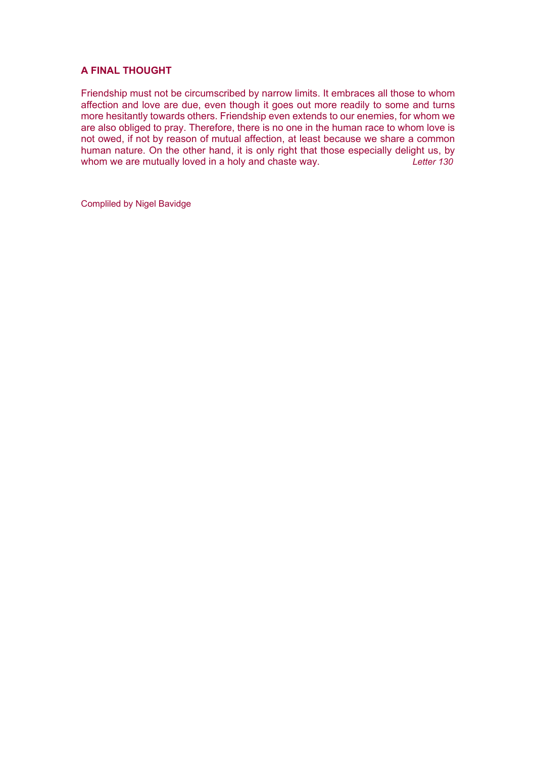## A FINAL THOUGHT

Friendship must not be circumscribed by narrow limits. It embraces all those to whom affection and love are due, even though it goes out more readily to some and turns more hesitantly towards others. Friendship even extends to our enemies, for whom we are also obliged to pray. Therefore, there is no one in the human race to whom love is not owed, if not by reason of mutual affection, at least because we share a common human nature. On the other hand, it is only right that those especially delight us, by whom we are mutually loved in a holy and chaste way. *Letter 130*

Compliled by Nigel Bavidge